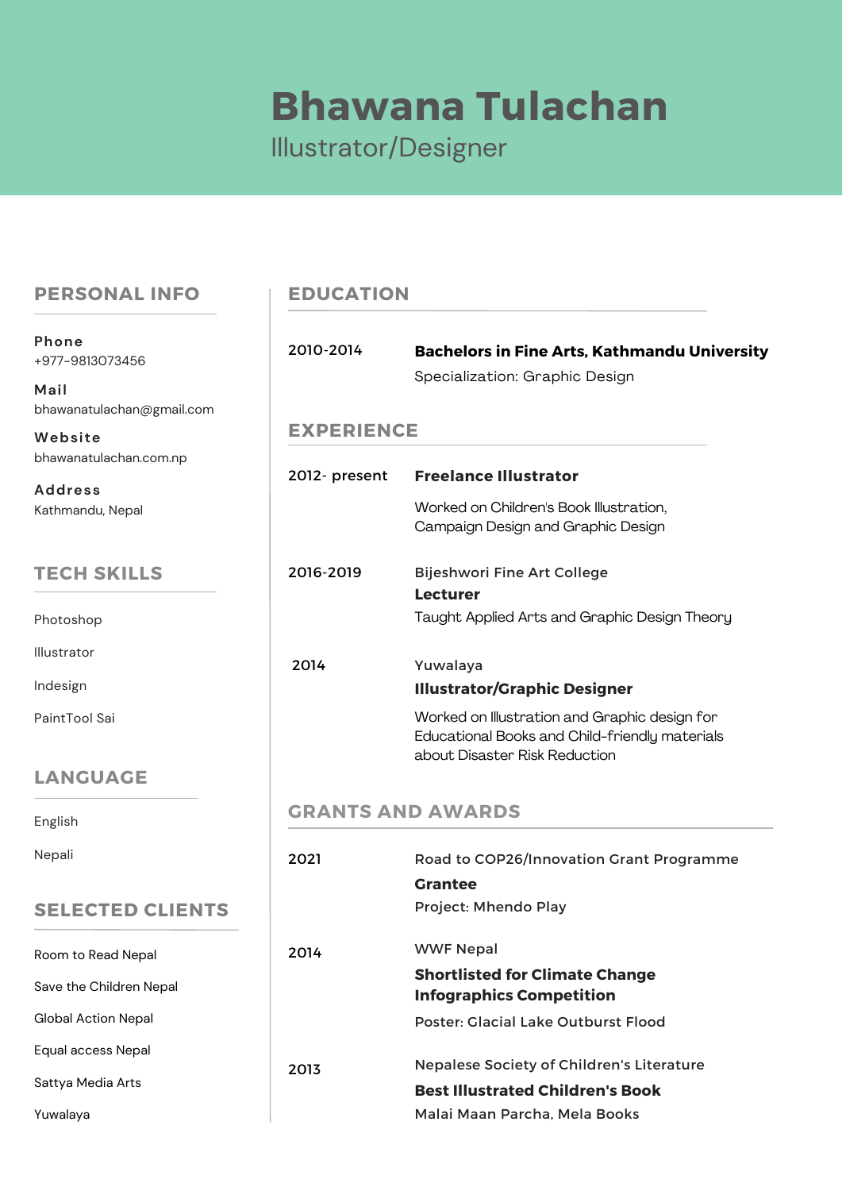# Bhawana Tulachan

Illustrator/Designer

## PERSONAL INFO

**Phone**
+977-9813073456

**Mail**
bhawanatulachan@gmail.com

**Website**
bhawanatulachan.com.np

**Address**
Kathmandu, Nepal

## TECH SKILLS

Photoshop

Illustrator

Indesign

PaintTool Sai

## LANGUAGE

English

Nepali

## SELECTED CLIENTS

Room to Read Nepal

Save the Children Nepal

Global Action Nepal

Equal access Nepal

Sattya Media Arts

Yuwalaya

## EDUCATION

2010-2014
**Bachelors in Fine Arts, Kathmandu University**
Specialization: Graphic Design

## EXPERIENCE

2012- present
**Freelance Illustrator**
Worked on Children's Book Illustration, Campaign Design and Graphic Design

2016-2019
Bijeshwori Fine Art College
**Lecturer**
Taught Applied Arts and Graphic Design Theory

2014
Yuwalaya
**Illustrator/Graphic Designer**
Worked on Illustration and Graphic design for Educational Books and Child-friendly materials about Disaster Risk Reduction

## GRANTS AND AWARDS

2021
Road to COP26/Innovation Grant Programme
**Grantee**
Project: Mhendo Play

2014
WWF Nepal
**Shortlisted for Climate Change Infographics Competition**
Poster: Glacial Lake Outburst Flood

2013
Nepalese Society of Children's Literature
**Best Illustrated Children's Book**
Malai Maan Parcha, Mela Books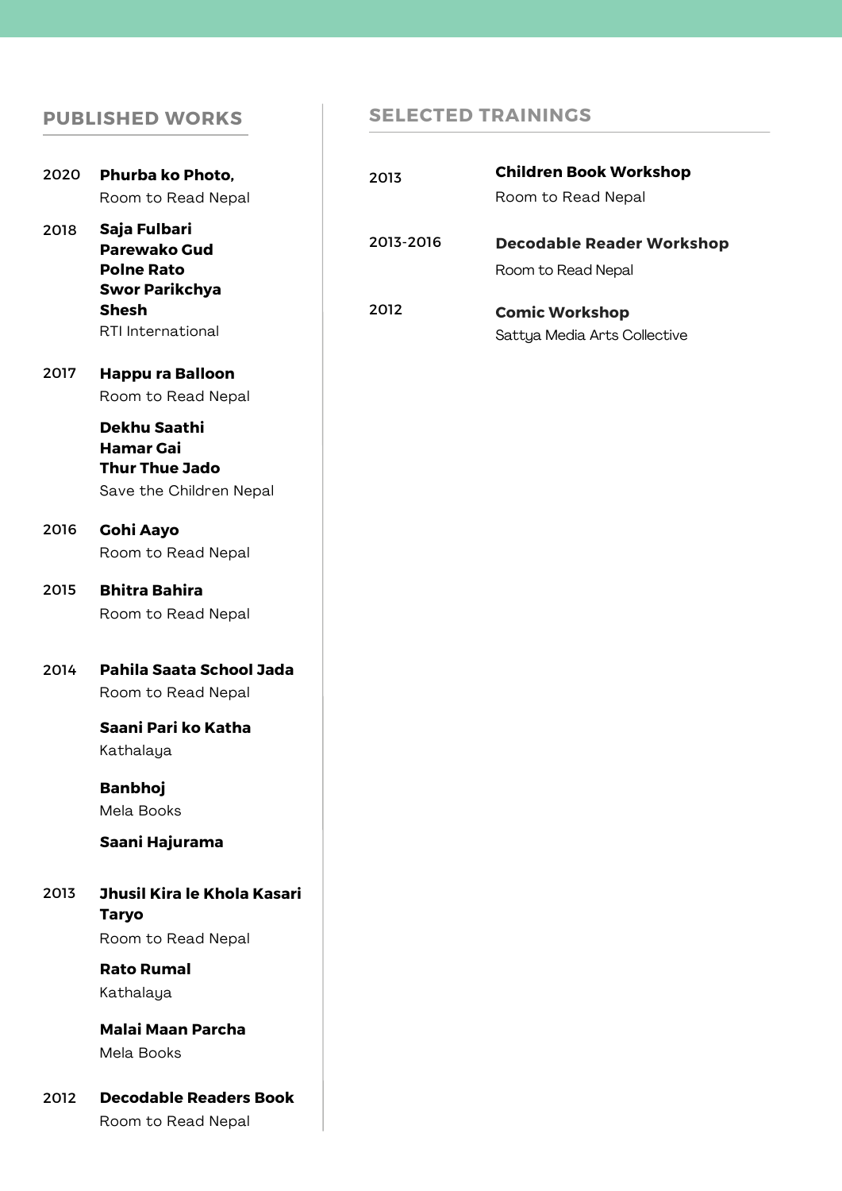## PUBLISHED WORKS

**2020**

**Phurba ko Photo,**
Room to Read Nepal

**2018**

**Saja Fulbari**
**Parewako Gud**
**Polne Rato**
**Swor Parikchya**
**Shesh**
RTI International

**2017**

**Happu ra Balloon**
Room to Read Nepal

**Dekhu Saathi**
**Hamar Gai**
**Thur Thue Jado**
Save the Children Nepal

**2016**

**Gohi Aayo**
Room to Read Nepal

**2015**

**Bhitra Bahira**
Room to Read Nepal

**2014**

**Pahila Saata School Jada**
Room to Read Nepal

**Saani Pari ko Katha**
Kathalaya

**Banbhoj**
Mela Books

**Saani Hajurama**

**2013**

**Jhusil Kira le Khola Kasari Taryo**
Room to Read Nepal

**Rato Rumal**
Kathalaya

**Malai Maan Parcha**
Mela Books

**2012**

**Decodable Readers Book**
Room to Read Nepal

## SELECTED TRAININGS

**2013**

**Children Book Workshop**
Room to Read Nepal

**2013-2016**

**Decodable Reader Workshop**
Room to Read Nepal

**2012**

**Comic Workshop**
Sattya Media Arts Collective